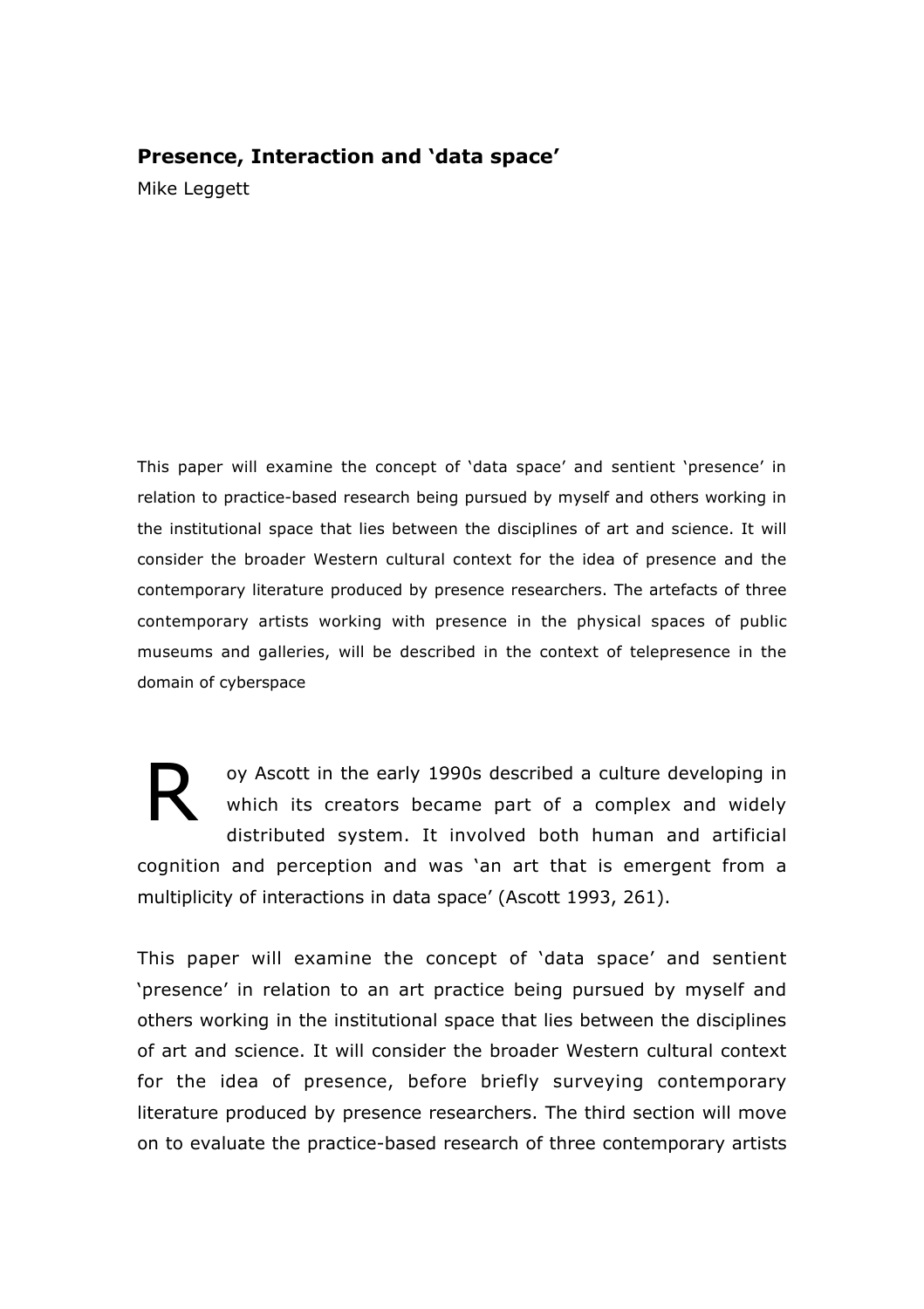# Presence, Interaction and 'data space'

Mike Leggett

This paper will examine the concept of 'data space' and sentient 'presence' in relation to practice-based research being pursued by myself and others working in the institutional space that lies between the disciplines of art and science. It will consider the broader Western cultural context for the idea of presence and the contemporary literature produced by presence researchers. The artefacts of three contemporary artists working with presence in the physical spaces of public museums and galleries, will be described in the context of telepresence in the domain of cyberspace

Roy Ascott in the early 1990s described a culture developing in which its creators became part of a complex and widely distributed system. It involved both human and artificial cognition and perception and was 'an art that is emergent from a multiplicity of interactions in data space' (Ascott 1993, 261).

This paper will examine the concept of 'data space' and sentient 'presence' in relation to an art practice being pursued by myself and others working in the institutional space that lies between the disciplines of art and science. It will consider the broader Western cultural context for the idea of presence, before briefly surveying contemporary literature produced by presence researchers. The third section will move on to evaluate the practice-based research of three contemporary artists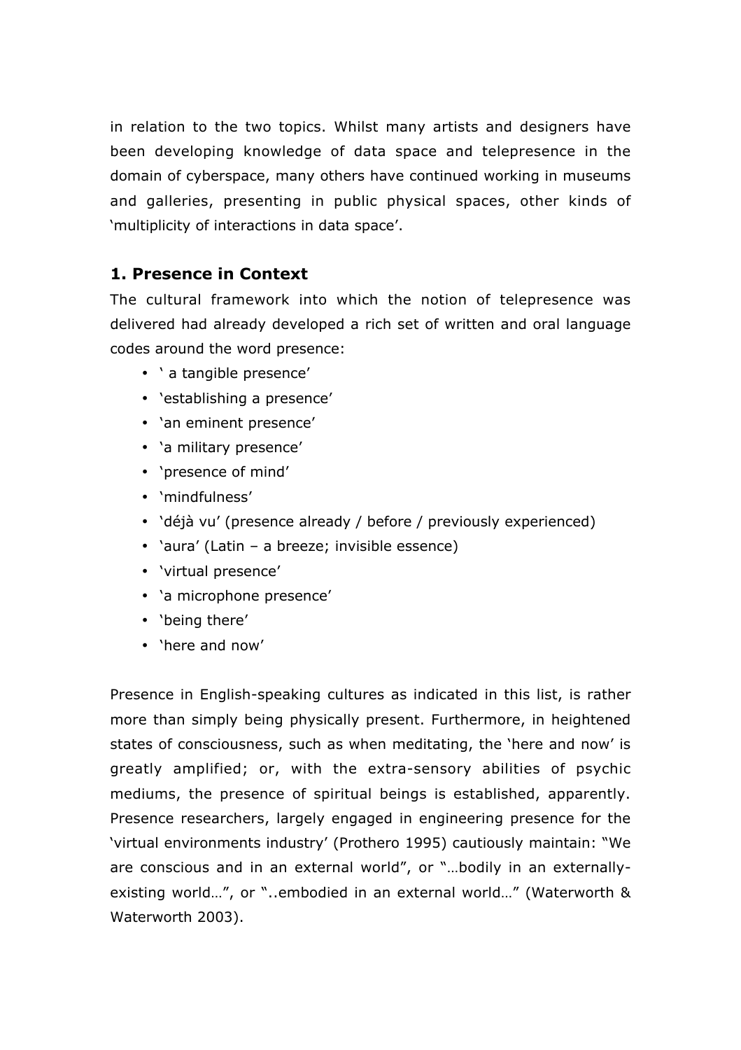in relation to the two topics. Whilst many artists and designers have been developing knowledge of data space and telepresence in the domain of cyberspace, many others have continued working in museums and galleries, presenting in public physical spaces, other kinds of 'multiplicity of interactions in data space'.

## 1. Presence in Context

The cultural framework into which the notion of telepresence was delivered had already developed a rich set of written and oral language codes around the word presence:

- ' a tangible presence'
- 'establishing a presence'
- 'an eminent presence'
- 'a military presence'
- 'presence of mind'
- 'mindfulness'
- 'déjà vu' (presence already / before / previously experienced)
- 'aura' (Latin – a breeze; invisible essence)
- 'virtual presence'
- 'a microphone presence'
- 'being there'
- 'here and now'

Presence in English-speaking cultures as indicated in this list, is rather more than simply being physically present. Furthermore, in heightened states of consciousness, such as when meditating, the 'here and now' is greatly amplified; or, with the extra-sensory abilities of psychic mediums, the presence of spiritual beings is established, apparently. Presence researchers, largely engaged in engineering presence for the 'virtual environments industry' (Prothero 1995) cautiously maintain: "We are conscious and in an external world", or "…bodily in an externally-existing world…", or "..embodied in an external world…" (Waterworth & Waterworth 2003).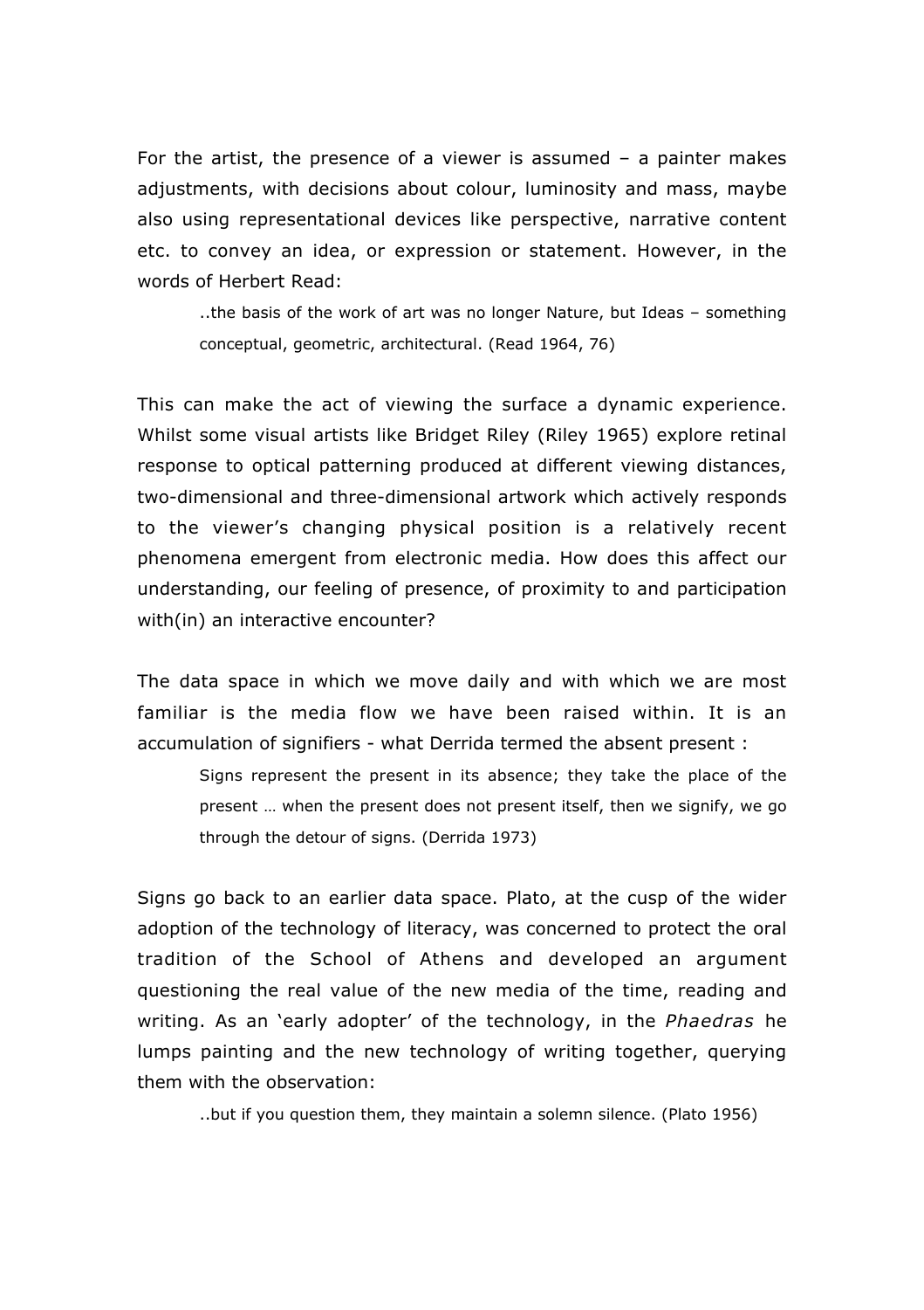For the artist, the presence of a viewer is assumed – a painter makes adjustments, with decisions about colour, luminosity and mass, maybe also using representational devices like perspective, narrative content etc. to convey an idea, or expression or statement. However, in the words of Herbert Read:

> ..the basis of the work of art was no longer Nature, but Ideas – something conceptual, geometric, architectural. (Read 1964, 76)

This can make the act of viewing the surface a dynamic experience. Whilst some visual artists like Bridget Riley (Riley 1965) explore retinal response to optical patterning produced at different viewing distances, two-dimensional and three-dimensional artwork which actively responds to the viewer's changing physical position is a relatively recent phenomena emergent from electronic media. How does this affect our understanding, our feeling of presence, of proximity to and participation with(in) an interactive encounter?

The data space in which we move daily and with which we are most familiar is the media flow we have been raised within. It is an accumulation of signifiers - what Derrida termed the absent present :

> Signs represent the present in its absence; they take the place of the present … when the present does not present itself, then we signify, we go through the detour of signs. (Derrida 1973)

Signs go back to an earlier data space. Plato, at the cusp of the wider adoption of the technology of literacy, was concerned to protect the oral tradition of the School of Athens and developed an argument questioning the real value of the new media of the time, reading and writing. As an 'early adopter' of the technology, in the *Phaedras* he lumps painting and the new technology of writing together, querying them with the observation:

> ..but if you question them, they maintain a solemn silence. (Plato 1956)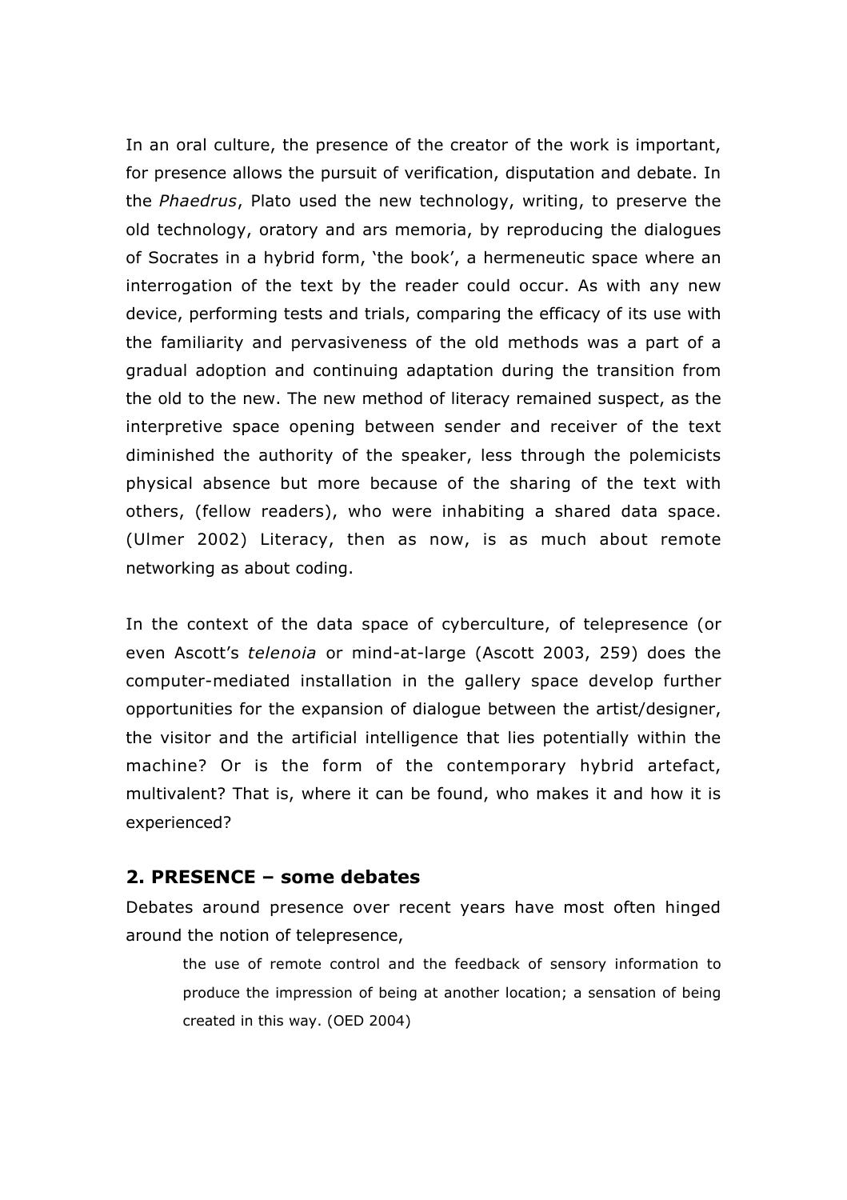In an oral culture, the presence of the creator of the work is important, for presence allows the pursuit of verification, disputation and debate. In the *Phaedrus*, Plato used the new technology, writing, to preserve the old technology, oratory and ars memoria, by reproducing the dialogues of Socrates in a hybrid form, 'the book', a hermeneutic space where an interrogation of the text by the reader could occur. As with any new device, performing tests and trials, comparing the efficacy of its use with the familiarity and pervasiveness of the old methods was a part of a gradual adoption and continuing adaptation during the transition from the old to the new. The new method of literacy remained suspect, as the interpretive space opening between sender and receiver of the text diminished the authority of the speaker, less through the polemicists physical absence but more because of the sharing of the text with others, (fellow readers), who were inhabiting a shared data space. (Ulmer 2002) Literacy, then as now, is as much about remote networking as about coding.

In the context of the data space of cyberculture, of telepresence (or even Ascott's *telenoia* or mind-at-large (Ascott 2003, 259) does the computer-mediated installation in the gallery space develop further opportunities for the expansion of dialogue between the artist/designer, the visitor and the artificial intelligence that lies potentially within the machine? Or is the form of the contemporary hybrid artefact, multivalent? That is, where it can be found, who makes it and how it is experienced?

## 2. PRESENCE – some debates

Debates around presence over recent years have most often hinged around the notion of telepresence,

> the use of remote control and the feedback of sensory information to produce the impression of being at another location; a sensation of being created in this way. (OED 2004)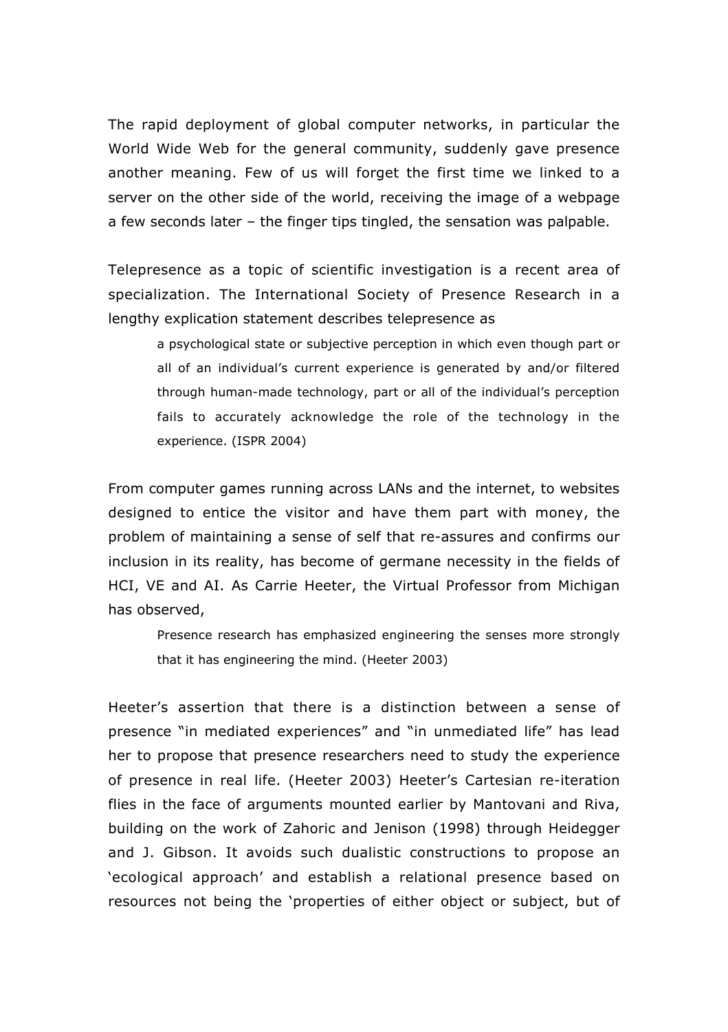The rapid deployment of global computer networks, in particular the World Wide Web for the general community, suddenly gave presence another meaning. Few of us will forget the first time we linked to a server on the other side of the world, receiving the image of a webpage a few seconds later – the finger tips tingled, the sensation was palpable.

Telepresence as a topic of scientific investigation is a recent area of specialization. The International Society of Presence Research in a lengthy explication statement describes telepresence as

> a psychological state or subjective perception in which even though part or all of an individual's current experience is generated by and/or filtered through human-made technology, part or all of the individual's perception fails to accurately acknowledge the role of the technology in the experience. (ISPR 2004)

From computer games running across LANs and the internet, to websites designed to entice the visitor and have them part with money, the problem of maintaining a sense of self that re-assures and confirms our inclusion in its reality, has become of germane necessity in the fields of HCI, VE and AI. As Carrie Heeter, the Virtual Professor from Michigan has observed,

> Presence research has emphasized engineering the senses more strongly that it has engineering the mind. (Heeter 2003)

Heeter's assertion that there is a distinction between a sense of presence "in mediated experiences" and "in unmediated life" has lead her to propose that presence researchers need to study the experience of presence in real life. (Heeter 2003) Heeter's Cartesian re-iteration flies in the face of arguments mounted earlier by Mantovani and Riva, building on the work of Zahoric and Jenison (1998) through Heidegger and J. Gibson. It avoids such dualistic constructions to propose an 'ecological approach' and establish a relational presence based on resources not being the 'properties of either object or subject, but of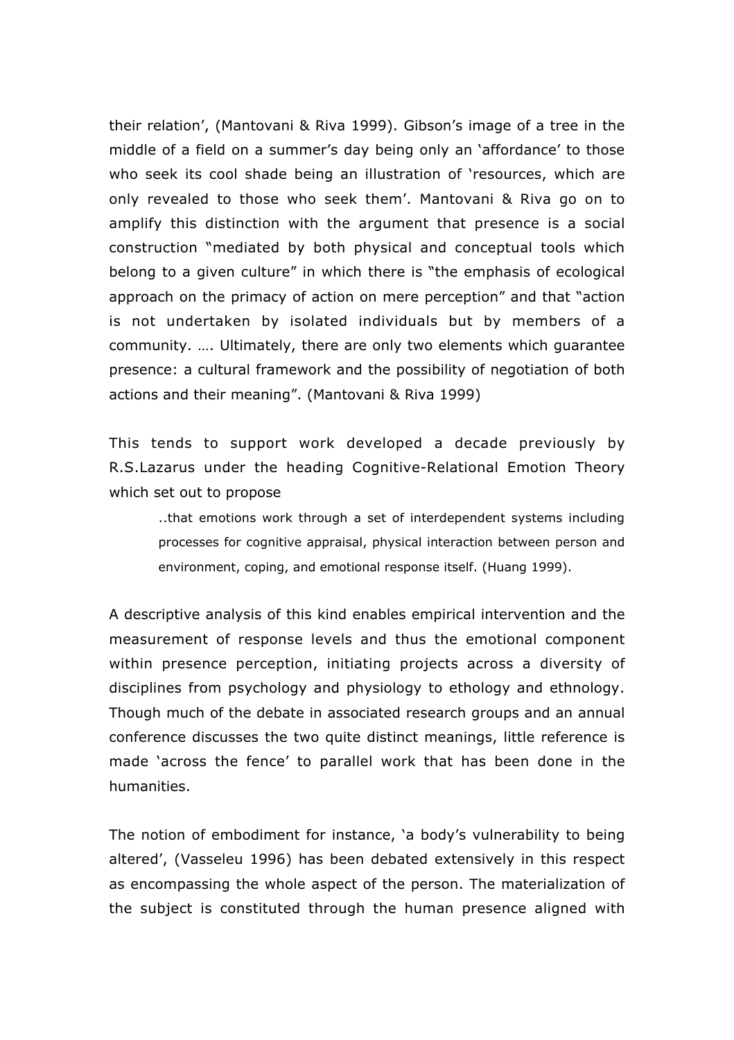their relation', (Mantovani & Riva 1999). Gibson's image of a tree in the middle of a field on a summer's day being only an 'affordance' to those who seek its cool shade being an illustration of 'resources, which are only revealed to those who seek them'. Mantovani & Riva go on to amplify this distinction with the argument that presence is a social construction "mediated by both physical and conceptual tools which belong to a given culture" in which there is "the emphasis of ecological approach on the primacy of action on mere perception" and that "action is not undertaken by isolated individuals but by members of a community. …. Ultimately, there are only two elements which guarantee presence: a cultural framework and the possibility of negotiation of both actions and their meaning". (Mantovani & Riva 1999)

This tends to support work developed a decade previously by R.S.Lazarus under the heading Cognitive-Relational Emotion Theory which set out to propose

> ..that emotions work through a set of interdependent systems including processes for cognitive appraisal, physical interaction between person and environment, coping, and emotional response itself. (Huang 1999).

A descriptive analysis of this kind enables empirical intervention and the measurement of response levels and thus the emotional component within presence perception, initiating projects across a diversity of disciplines from psychology and physiology to ethology and ethnology. Though much of the debate in associated research groups and an annual conference discusses the two quite distinct meanings, little reference is made 'across the fence' to parallel work that has been done in the humanities.

The notion of embodiment for instance, 'a body's vulnerability to being altered', (Vasseleu 1996) has been debated extensively in this respect as encompassing the whole aspect of the person. The materialization of the subject is constituted through the human presence aligned with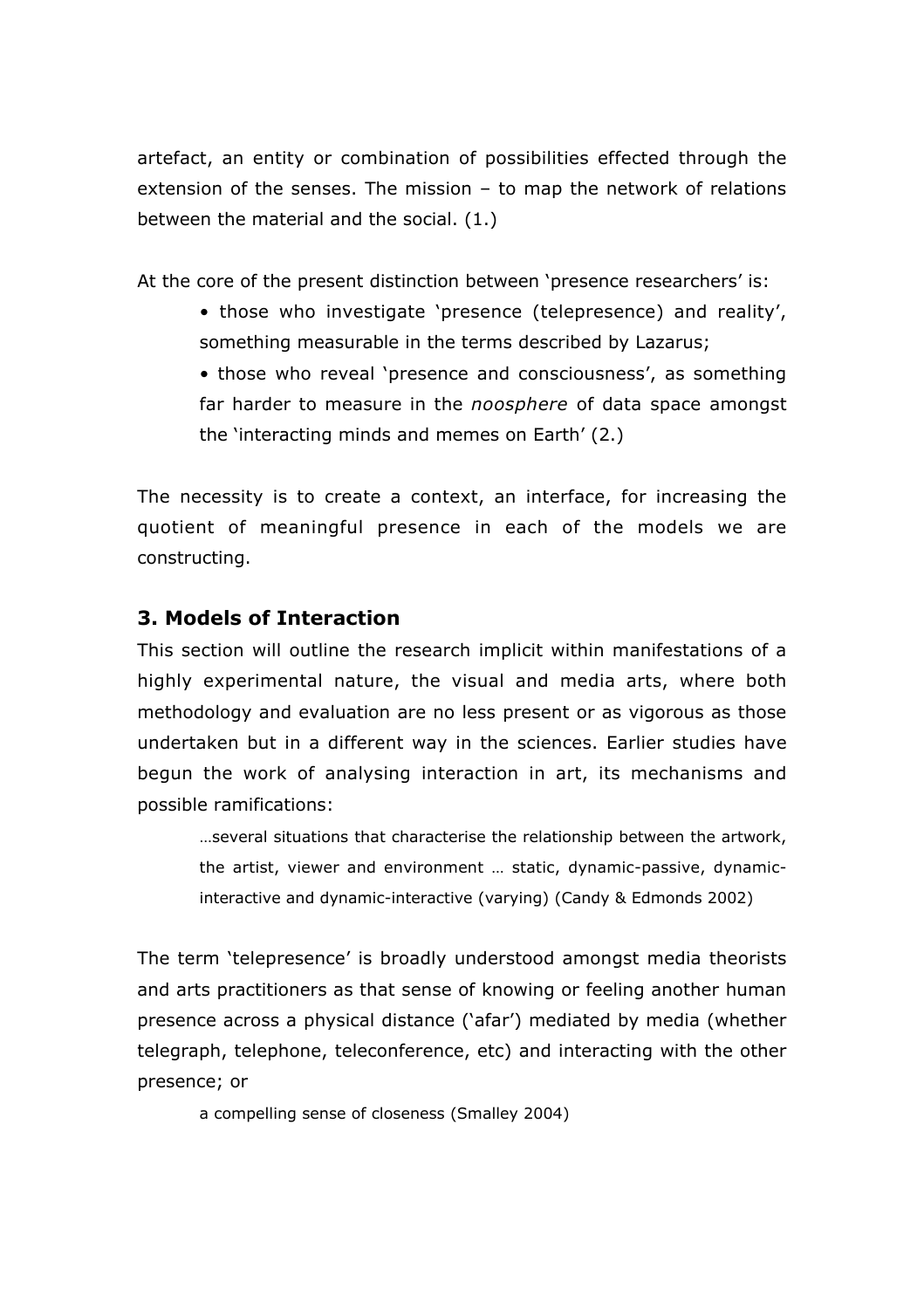artefact, an entity or combination of possibilities effected through the extension of the senses. The mission – to map the network of relations between the material and the social. (1.)

At the core of the present distinction between 'presence researchers' is:

- those who investigate 'presence (telepresence) and reality', something measurable in the terms described by Lazarus;
- those who reveal 'presence and consciousness', as something far harder to measure in the *noosphere* of data space amongst the 'interacting minds and memes on Earth' (2.)

The necessity is to create a context, an interface, for increasing the quotient of meaningful presence in each of the models we are constructing.

## 3. Models of Interaction

This section will outline the research implicit within manifestations of a highly experimental nature, the visual and media arts, where both methodology and evaluation are no less present or as vigorous as those undertaken but in a different way in the sciences. Earlier studies have begun the work of analysing interaction in art, its mechanisms and possible ramifications:

> …several situations that characterise the relationship between the artwork, the artist, viewer and environment … static, dynamic-passive, dynamic-interactive and dynamic-interactive (varying) (Candy & Edmonds 2002)

The term 'telepresence' is broadly understood amongst media theorists and arts practitioners as that sense of knowing or feeling another human presence across a physical distance ('afar') mediated by media (whether telegraph, telephone, teleconference, etc) and interacting with the other presence; or

> a compelling sense of closeness (Smalley 2004)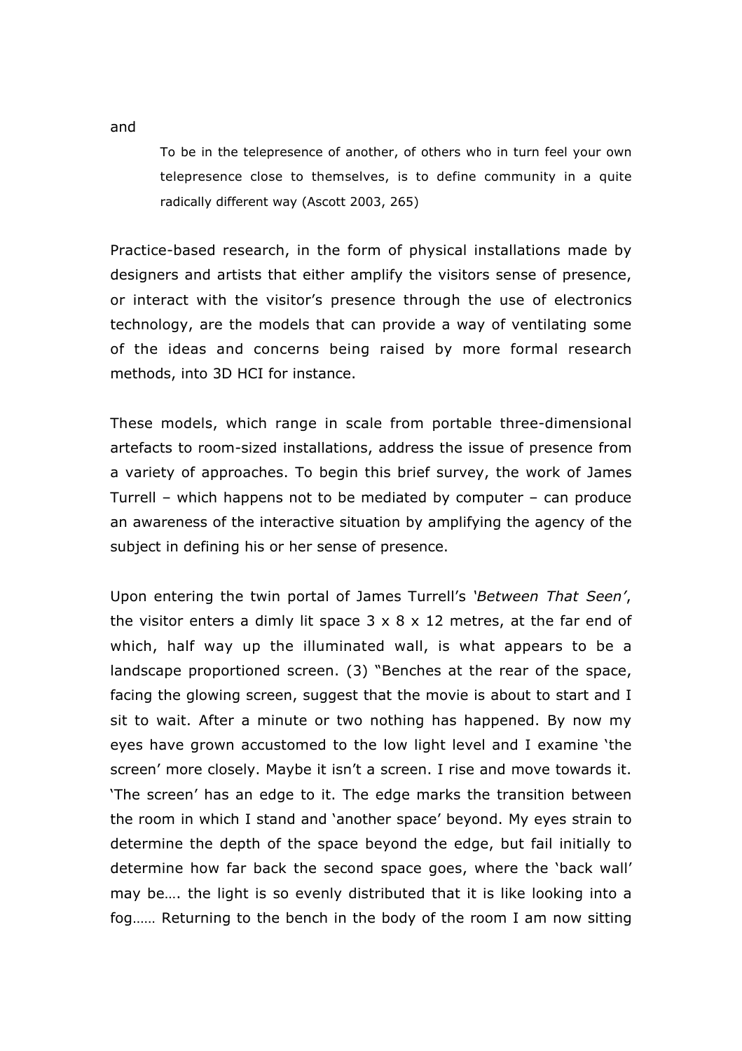and

> To be in the telepresence of another, of others who in turn feel your own telepresence close to themselves, is to define community in a quite radically different way (Ascott 2003, 265)

Practice-based research, in the form of physical installations made by designers and artists that either amplify the visitors sense of presence, or interact with the visitor's presence through the use of electronics technology, are the models that can provide a way of ventilating some of the ideas and concerns being raised by more formal research methods, into 3D HCI for instance.

These models, which range in scale from portable three-dimensional artefacts to room-sized installations, address the issue of presence from a variety of approaches. To begin this brief survey, the work of James Turrell – which happens not to be mediated by computer – can produce an awareness of the interactive situation by amplifying the agency of the subject in defining his or her sense of presence.

Upon entering the twin portal of James Turrell's '*Between That Seen*', the visitor enters a dimly lit space 3 x 8 x 12 metres, at the far end of which, half way up the illuminated wall, is what appears to be a landscape proportioned screen. (3) "Benches at the rear of the space, facing the glowing screen, suggest that the movie is about to start and I sit to wait. After a minute or two nothing has happened. By now my eyes have grown accustomed to the low light level and I examine 'the screen' more closely. Maybe it isn't a screen. I rise and move towards it. 'The screen' has an edge to it. The edge marks the transition between the room in which I stand and 'another space' beyond. My eyes strain to determine the depth of the space beyond the edge, but fail initially to determine how far back the second space goes, where the 'back wall' may be…. the light is so evenly distributed that it is like looking into a fog…… Returning to the bench in the body of the room I am now sitting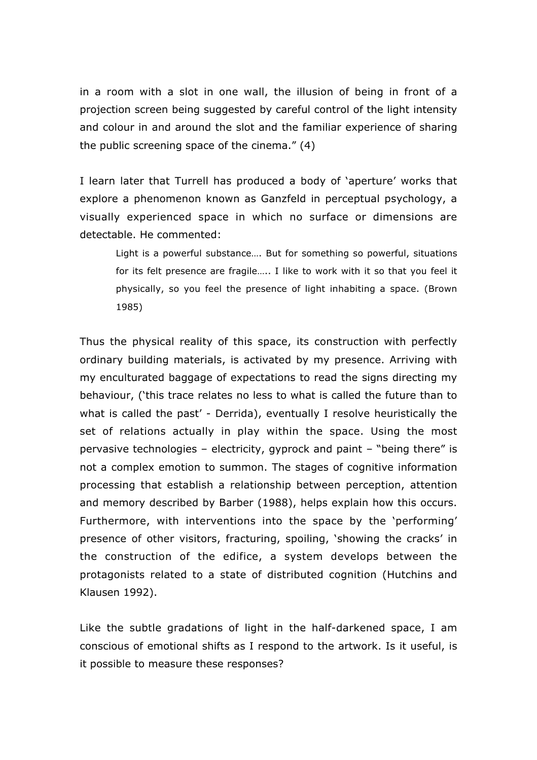in a room with a slot in one wall, the illusion of being in front of a projection screen being suggested by careful control of the light intensity and colour in and around the slot and the familiar experience of sharing the public screening space of the cinema." (4)

I learn later that Turrell has produced a body of 'aperture' works that explore a phenomenon known as Ganzfeld in perceptual psychology, a visually experienced space in which no surface or dimensions are detectable. He commented:

> Light is a powerful substance…. But for something so powerful, situations for its felt presence are fragile….. I like to work with it so that you feel it physically, so you feel the presence of light inhabiting a space. (Brown 1985)

Thus the physical reality of this space, its construction with perfectly ordinary building materials, is activated by my presence. Arriving with my enculturated baggage of expectations to read the signs directing my behaviour, ('this trace relates no less to what is called the future than to what is called the past' - Derrida), eventually I resolve heuristically the set of relations actually in play within the space. Using the most pervasive technologies – electricity, gyprock and paint – "being there" is not a complex emotion to summon. The stages of cognitive information processing that establish a relationship between perception, attention and memory described by Barber (1988), helps explain how this occurs. Furthermore, with interventions into the space by the 'performing' presence of other visitors, fracturing, spoiling, 'showing the cracks' in the construction of the edifice, a system develops between the protagonists related to a state of distributed cognition (Hutchins and Klausen 1992).

Like the subtle gradations of light in the half-darkened space, I am conscious of emotional shifts as I respond to the artwork. Is it useful, is it possible to measure these responses?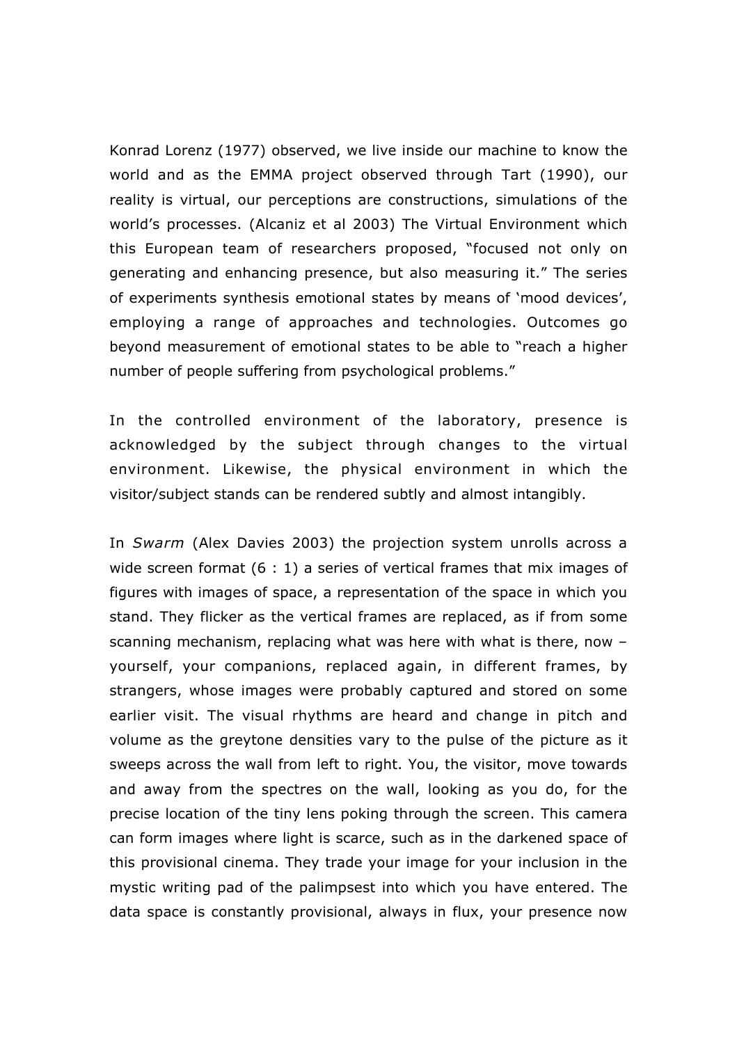Konrad Lorenz (1977) observed, we live inside our machine to know the world and as the EMMA project observed through Tart (1990), our reality is virtual, our perceptions are constructions, simulations of the world's processes. (Alcaniz et al 2003) The Virtual Environment which this European team of researchers proposed, "focused not only on generating and enhancing presence, but also measuring it." The series of experiments synthesis emotional states by means of 'mood devices', employing a range of approaches and technologies. Outcomes go beyond measurement of emotional states to be able to "reach a higher number of people suffering from psychological problems."

In the controlled environment of the laboratory, presence is acknowledged by the subject through changes to the virtual environment. Likewise, the physical environment in which the visitor/subject stands can be rendered subtly and almost intangibly.

In *Swarm* (Alex Davies 2003) the projection system unrolls across a wide screen format (6 : 1) a series of vertical frames that mix images of figures with images of space, a representation of the space in which you stand. They flicker as the vertical frames are replaced, as if from some scanning mechanism, replacing what was here with what is there, now – yourself, your companions, replaced again, in different frames, by strangers, whose images were probably captured and stored on some earlier visit. The visual rhythms are heard and change in pitch and volume as the greytone densities vary to the pulse of the picture as it sweeps across the wall from left to right. You, the visitor, move towards and away from the spectres on the wall, looking as you do, for the precise location of the tiny lens poking through the screen. This camera can form images where light is scarce, such as in the darkened space of this provisional cinema. They trade your image for your inclusion in the mystic writing pad of the palimpsest into which you have entered. The data space is constantly provisional, always in flux, your presence now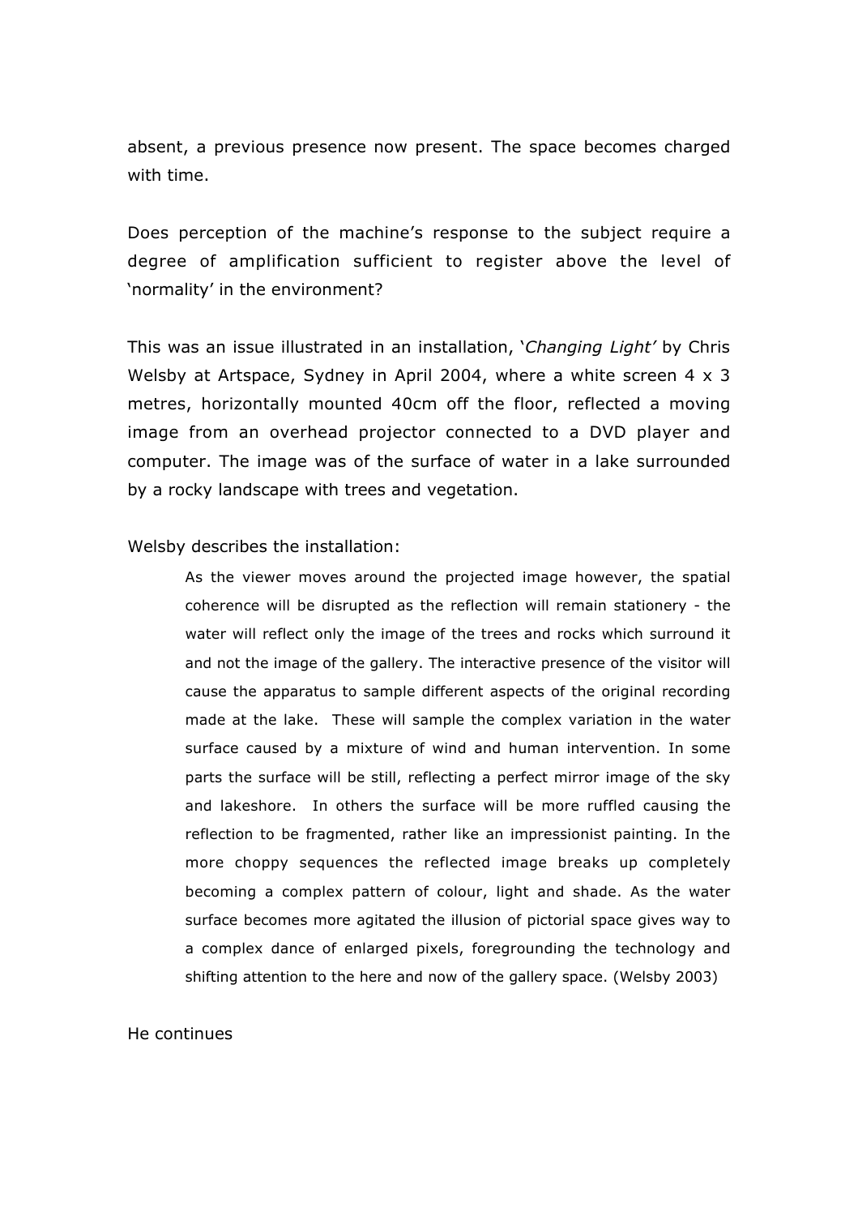absent, a previous presence now present. The space becomes charged with time.

Does perception of the machine's response to the subject require a degree of amplification sufficient to register above the level of 'normality' in the environment?

This was an issue illustrated in an installation, '*Changing Light'* by Chris Welsby at Artspace, Sydney in April 2004, where a white screen 4 x 3 metres, horizontally mounted 40cm off the floor, reflected a moving image from an overhead projector connected to a DVD player and computer. The image was of the surface of water in a lake surrounded by a rocky landscape with trees and vegetation.

Welsby describes the installation:

> As the viewer moves around the projected image however, the spatial coherence will be disrupted as the reflection will remain stationery - the water will reflect only the image of the trees and rocks which surround it and not the image of the gallery. The interactive presence of the visitor will cause the apparatus to sample different aspects of the original recording made at the lake. These will sample the complex variation in the water surface caused by a mixture of wind and human intervention. In some parts the surface will be still, reflecting a perfect mirror image of the sky and lakeshore. In others the surface will be more ruffled causing the reflection to be fragmented, rather like an impressionist painting. In the more choppy sequences the reflected image breaks up completely becoming a complex pattern of colour, light and shade. As the water surface becomes more agitated the illusion of pictorial space gives way to a complex dance of enlarged pixels, foregrounding the technology and shifting attention to the here and now of the gallery space. (Welsby 2003)

He continues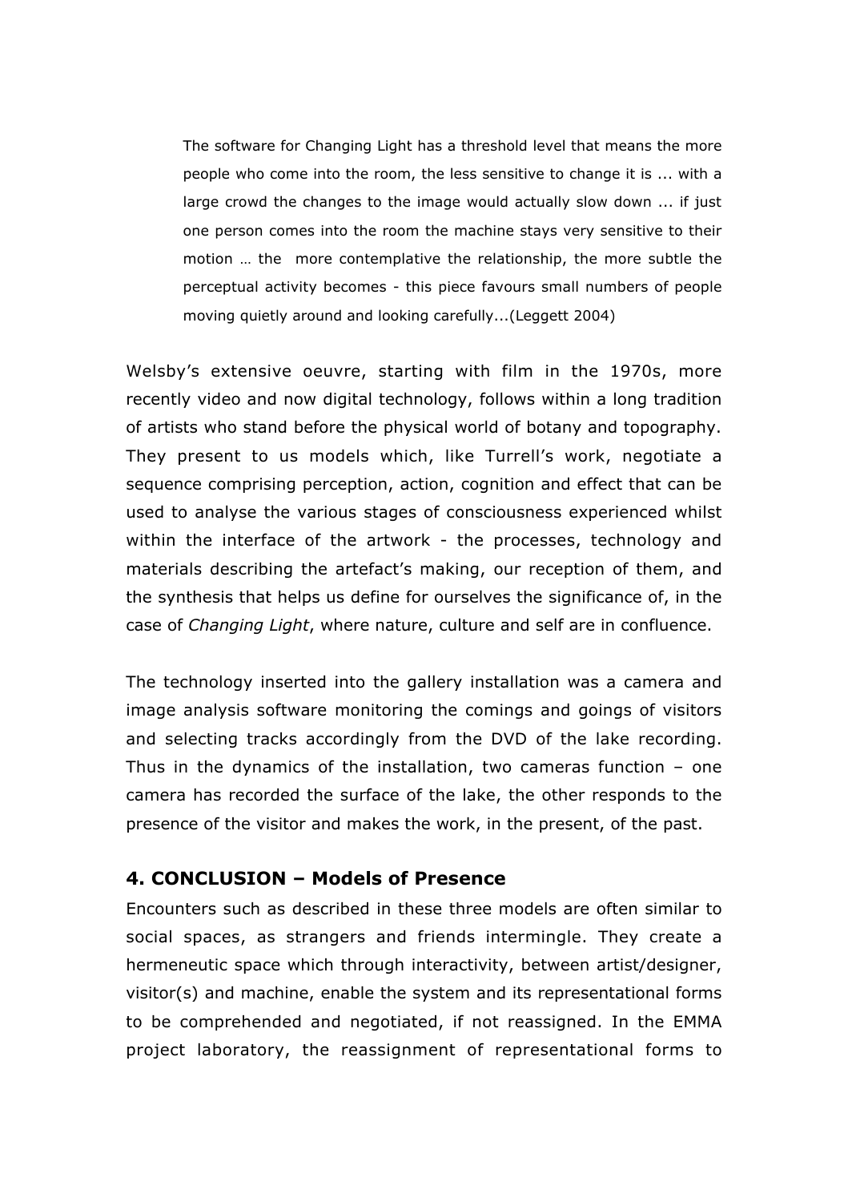> The software for Changing Light has a threshold level that means the more people who come into the room, the less sensitive to change it is ... with a large crowd the changes to the image would actually slow down ... if just one person comes into the room the machine stays very sensitive to their motion … the more contemplative the relationship, the more subtle the perceptual activity becomes - this piece favours small numbers of people moving quietly around and looking carefully...(Leggett 2004)

Welsby's extensive oeuvre, starting with film in the 1970s, more recently video and now digital technology, follows within a long tradition of artists who stand before the physical world of botany and topography. They present to us models which, like Turrell's work, negotiate a sequence comprising perception, action, cognition and effect that can be used to analyse the various stages of consciousness experienced whilst within the interface of the artwork - the processes, technology and materials describing the artefact's making, our reception of them, and the synthesis that helps us define for ourselves the significance of, in the case of *Changing Light*, where nature, culture and self are in confluence.

The technology inserted into the gallery installation was a camera and image analysis software monitoring the comings and goings of visitors and selecting tracks accordingly from the DVD of the lake recording. Thus in the dynamics of the installation, two cameras function – one camera has recorded the surface of the lake, the other responds to the presence of the visitor and makes the work, in the present, of the past.

## 4. CONCLUSION – Models of Presence

Encounters such as described in these three models are often similar to social spaces, as strangers and friends intermingle. They create a hermeneutic space which through interactivity, between artist/designer, visitor(s) and machine, enable the system and its representational forms to be comprehended and negotiated, if not reassigned. In the EMMA project laboratory, the reassignment of representational forms to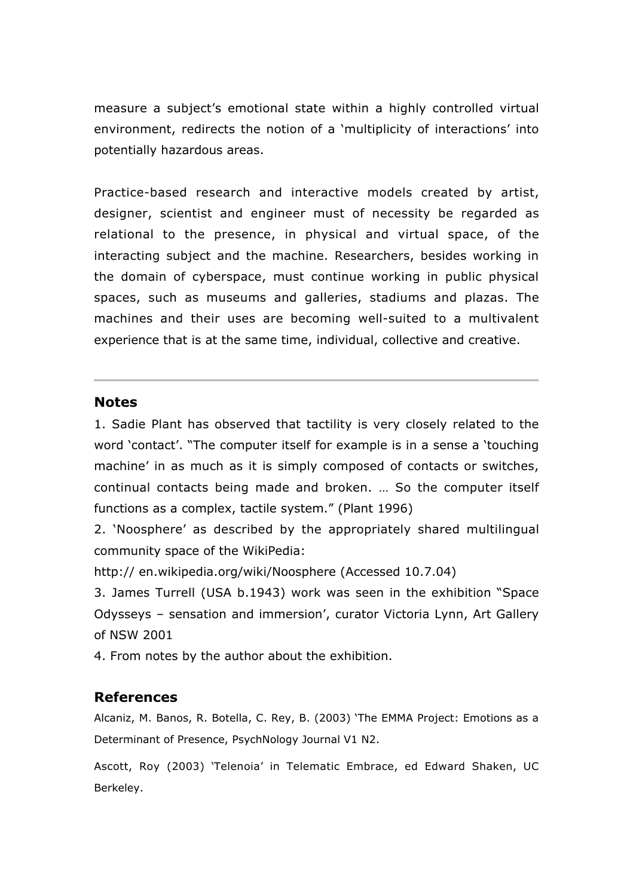measure a subject's emotional state within a highly controlled virtual environment, redirects the notion of a 'multiplicity of interactions' into potentially hazardous areas.

Practice-based research and interactive models created by artist, designer, scientist and engineer must of necessity be regarded as relational to the presence, in physical and virtual space, of the interacting subject and the machine. Researchers, besides working in the domain of cyberspace, must continue working in public physical spaces, such as museums and galleries, stadiums and plazas. The machines and their uses are becoming well-suited to a multivalent experience that is at the same time, individual, collective and creative.

---

## Notes

1. Sadie Plant has observed that tactility is very closely related to the word 'contact'. "The computer itself for example is in a sense a 'touching machine' in as much as it is simply composed of contacts or switches, continual contacts being made and broken. … So the computer itself functions as a complex, tactile system." (Plant 1996)
2. 'Noosphere' as described by the appropriately shared multilingual community space of the WikiPedia: http:// en.wikipedia.org/wiki/Noosphere (Accessed 10.7.04)
3. James Turrell (USA b.1943) work was seen in the exhibition "Space Odysseys – sensation and immersion', curator Victoria Lynn, Art Gallery of NSW 2001
4. From notes by the author about the exhibition.

## References

Alcaniz, M. Banos, R. Botella, C. Rey, B. (2003) 'The EMMA Project: Emotions as a Determinant of Presence, PsychNology Journal V1 N2.

Ascott, Roy (2003) 'Telenoia' in Telematic Embrace, ed Edward Shaken, UC Berkeley.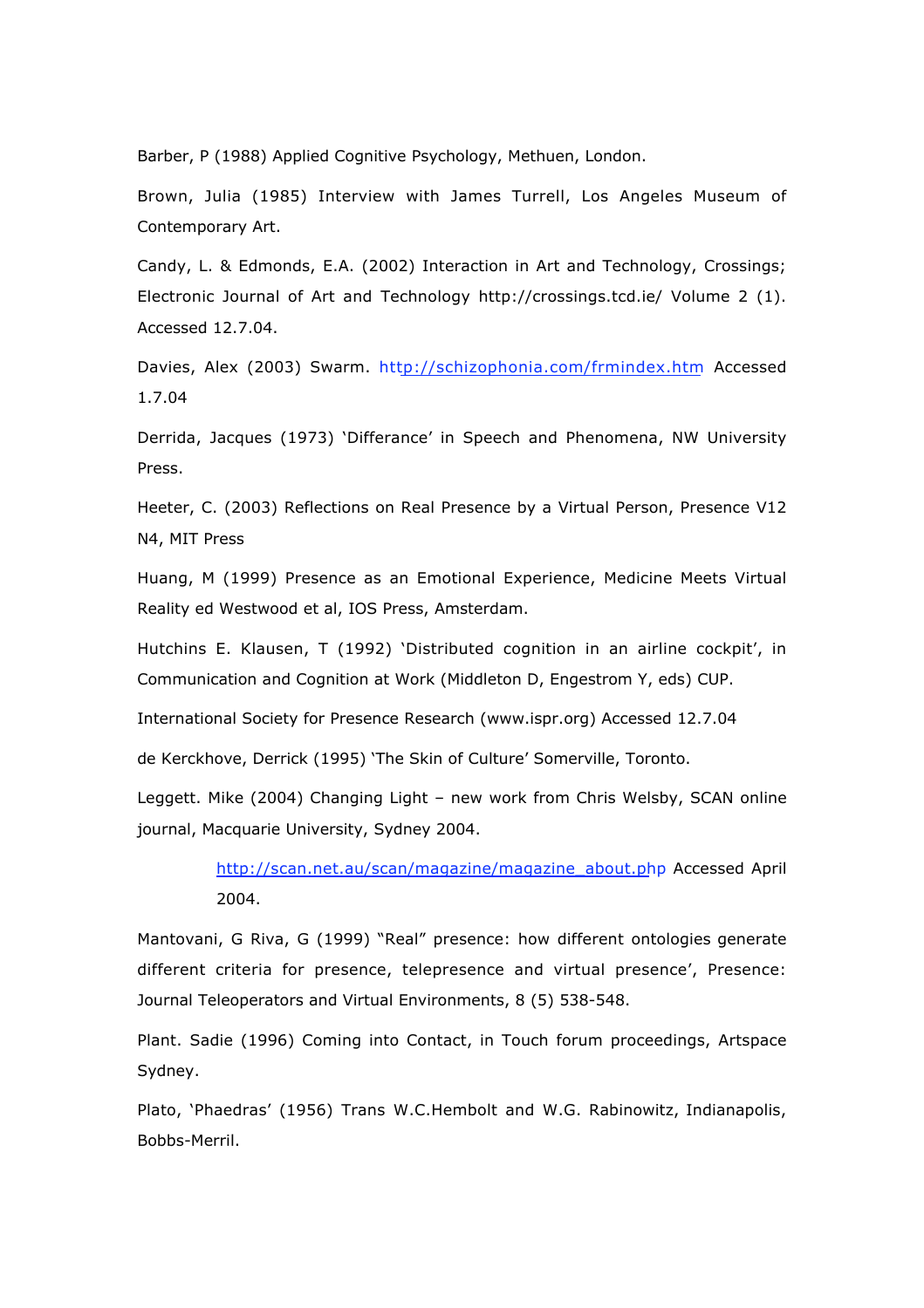Barber, P (1988) Applied Cognitive Psychology, Methuen, London.

Brown, Julia (1985) Interview with James Turrell, Los Angeles Museum of Contemporary Art.

Candy, L. & Edmonds, E.A. (2002) Interaction in Art and Technology, Crossings; Electronic Journal of Art and Technology http://crossings.tcd.ie/ Volume 2 (1). Accessed 12.7.04.

Davies, Alex (2003) Swarm. http://schizophonia.com/frmindex.htm Accessed 1.7.04

Derrida, Jacques (1973) 'Differance' in Speech and Phenomena, NW University Press.

Heeter, C. (2003) Reflections on Real Presence by a Virtual Person, Presence V12 N4, MIT Press

Huang, M (1999) Presence as an Emotional Experience, Medicine Meets Virtual Reality ed Westwood et al, IOS Press, Amsterdam.

Hutchins E. Klausen, T (1992) 'Distributed cognition in an airline cockpit', in Communication and Cognition at Work (Middleton D, Engestrom Y, eds) CUP.

International Society for Presence Research (www.ispr.org) Accessed 12.7.04

de Kerckhove, Derrick (1995) 'The Skin of Culture' Somerville, Toronto.

Leggett. Mike (2004) Changing Light – new work from Chris Welsby, SCAN online journal, Macquarie University, Sydney 2004.

> http://scan.net.au/scan/magazine/magazine_about.php Accessed April 2004.

Mantovani, G Riva, G (1999) "Real" presence: how different ontologies generate different criteria for presence, telepresence and virtual presence', Presence: Journal Teleoperators and Virtual Environments, 8 (5) 538-548.

Plant. Sadie (1996) Coming into Contact, in Touch forum proceedings, Artspace Sydney.

Plato, 'Phaedras' (1956) Trans W.C.Hembolt and W.G. Rabinowitz, Indianapolis, Bobbs-Merril.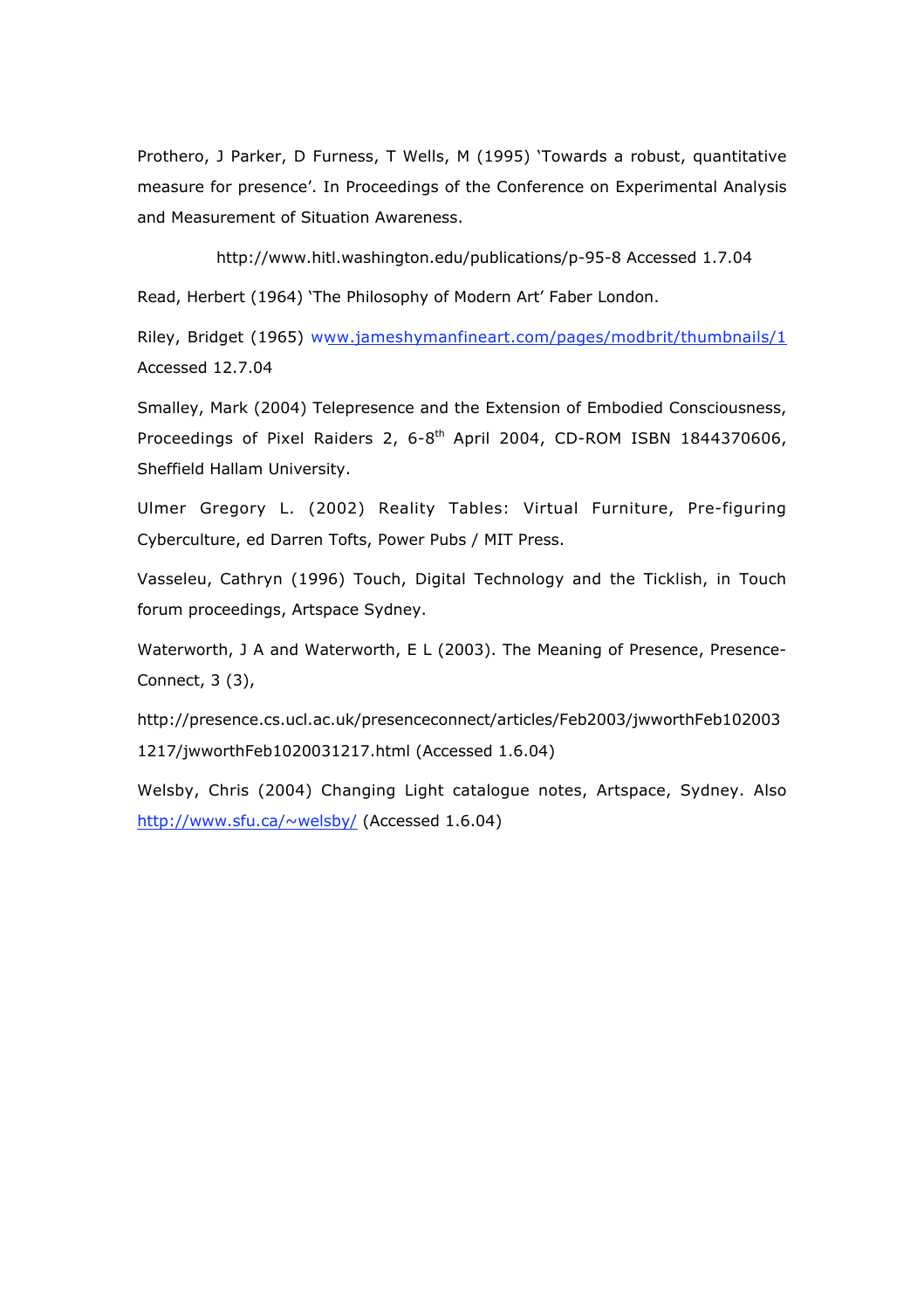Prothero, J Parker, D Furness, T Wells, M (1995) 'Towards a robust, quantitative measure for presence'. In Proceedings of the Conference on Experimental Analysis and Measurement of Situation Awareness.

http://www.hitl.washington.edu/publications/p-95-8 Accessed 1.7.04

Read, Herbert (1964) 'The Philosophy of Modern Art' Faber London.

Riley, Bridget (1965) www.jameshymanfineart.com/pages/modbrit/thumbnails/1 Accessed 12.7.04

Smalley, Mark (2004) Telepresence and the Extension of Embodied Consciousness, Proceedings of Pixel Raiders 2, 6-8th April 2004, CD-ROM ISBN 1844370606, Sheffield Hallam University.

Ulmer Gregory L. (2002) Reality Tables: Virtual Furniture, Pre-figuring Cyberculture, ed Darren Tofts, Power Pubs / MIT Press.

Vasseleu, Cathryn (1996) Touch, Digital Technology and the Ticklish, in Touch forum proceedings, Artspace Sydney.

Waterworth, J A and Waterworth, E L (2003). The Meaning of Presence, Presence-Connect, 3 (3),

http://presence.cs.ucl.ac.uk/presenceconnect/articles/Feb2003/jwworthFeb1020031217/jwworthFeb1020031217.html (Accessed 1.6.04)

Welsby, Chris (2004) Changing Light catalogue notes, Artspace, Sydney. Also http://www.sfu.ca/~welsby/ (Accessed 1.6.04)